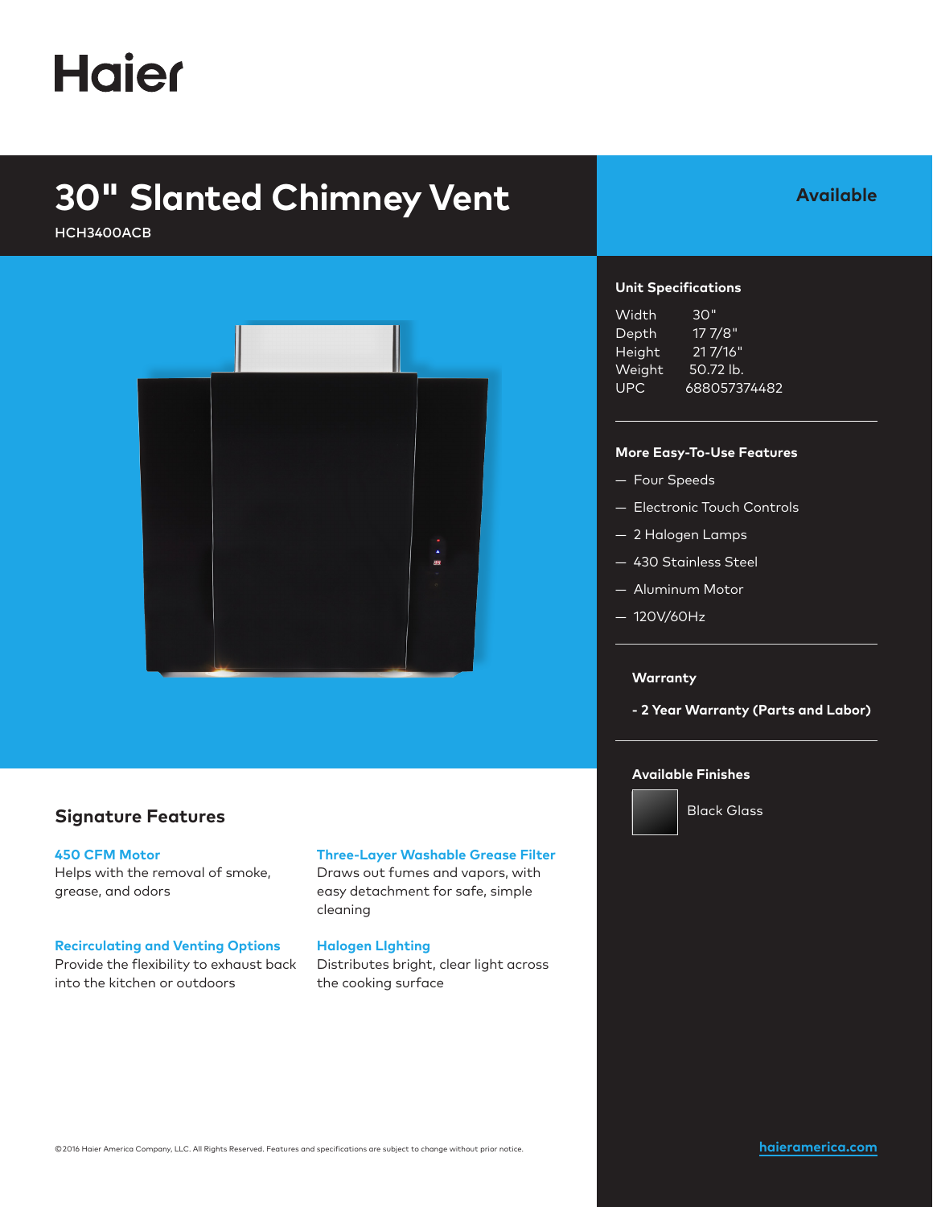# Haier

## 30" Slanted Chimney Vent

HCH3400ACB

**Available**

### Unit Specifications

| | |
|---|---|
| Width | 30" |
| Depth | 17 7/8" |
| Height | 21 7/16" |
| Weight | 50.72 lb. |
| UPC | 688057374482 |

### More Easy-To-Use Features

- Four Speeds
- Electronic Touch Controls
- 2 Halogen Lamps
- 430 Stainless Steel
- Aluminum Motor
- 120V/60Hz

### Warranty

**- 2 Year Warranty (Parts and Labor)**

### Available Finishes

Black Glass

## Signature Features

**450 CFM Motor**
Helps with the removal of smoke, grease, and odors

**Three-Layer Washable Grease Filter**
Draws out fumes and vapors, with easy detachment for safe, simple cleaning

**Recirculating and Venting Options**
Provide the flexibility to exhaust back into the kitchen or outdoors

**Halogen LIghting**
Distributes bright, clear light across the cooling surface

©2016 Haier America Company, LLC. All Rights Reserved. Features and specifications are subject to change without prior notice.

haieramerica.com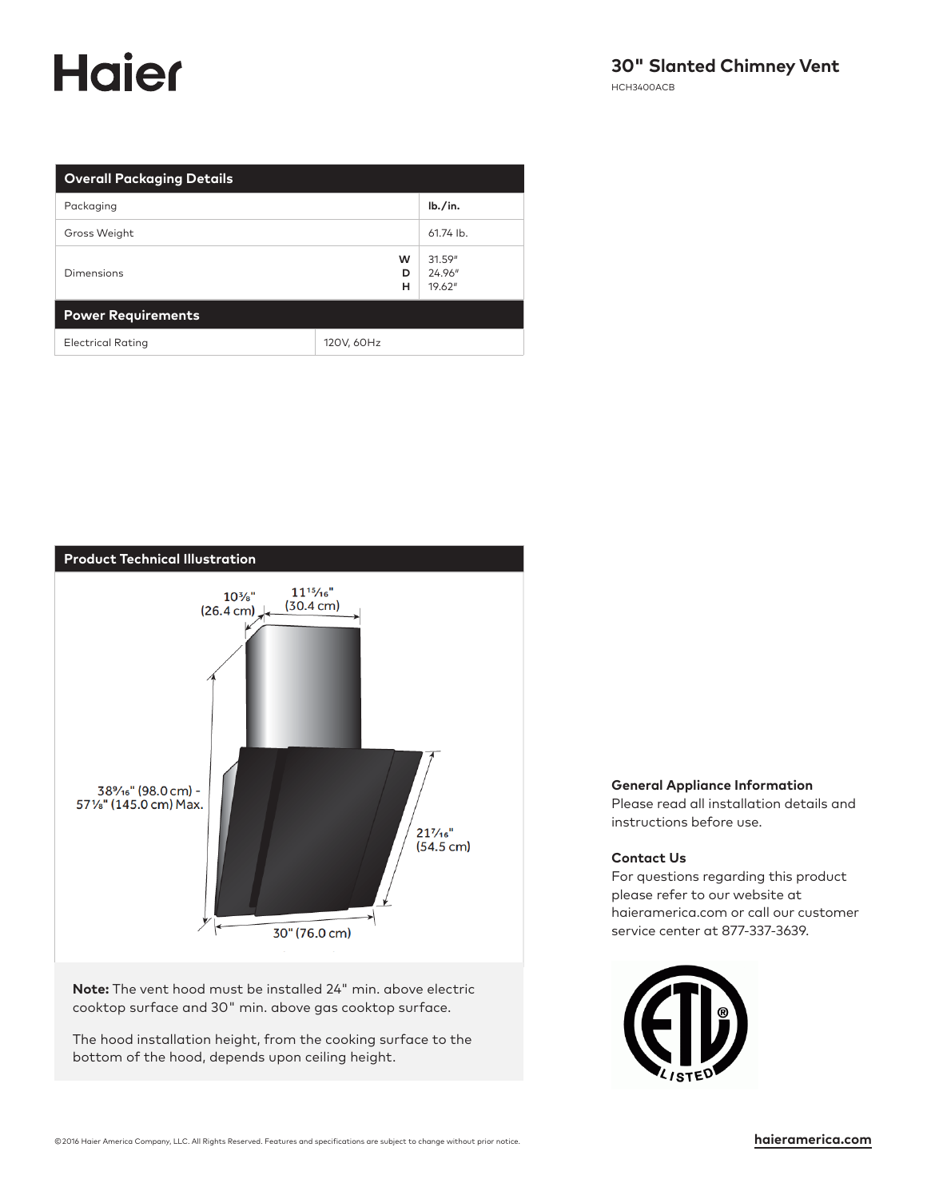# Haier

## 30" Slanted Chimney Vent

HCH3400ACB

| Overall Packaging Details | | |
|---|---|---|
| Packaging | | lb./in. |
| Gross Weight | | 61.74 lb. |
| Dimensions | W<br>D<br>H | 31.59"<br>24.96"<br>19.62" |

| Power Requirements | |
|---|---|
| Electrical Rating | 120V, 60Hz |

### Product Technical Illustration

10⅜" (26.4 cm)

11¹⁵⁄₁₆" (30.4 cm)

38⁹⁄₁₆" (98.0 cm) - 57⅛" (145.0 cm) Max.

21⁷⁄₁₆" (54.5 cm)

30" (76.0 cm)

**Note:** The vent hood must be installed 24" min. above electric cooktop surface and 30" min. above gas cooktop surface.

The hood installation height, from the cooking surface to the bottom of the hood, depends upon ceiling height.

**General Appliance Information**
Please read all installation details and instructions before use.

**Contact Us**
For questions regarding this product please refer to our website at haieramerica.com or call our customer service center at 877-337-3639.

ETL LISTED

©2016 Haier America Company, LLC. All Rights Reserved. Features and specifications are subject to change without prior notice.

haieramerica.com